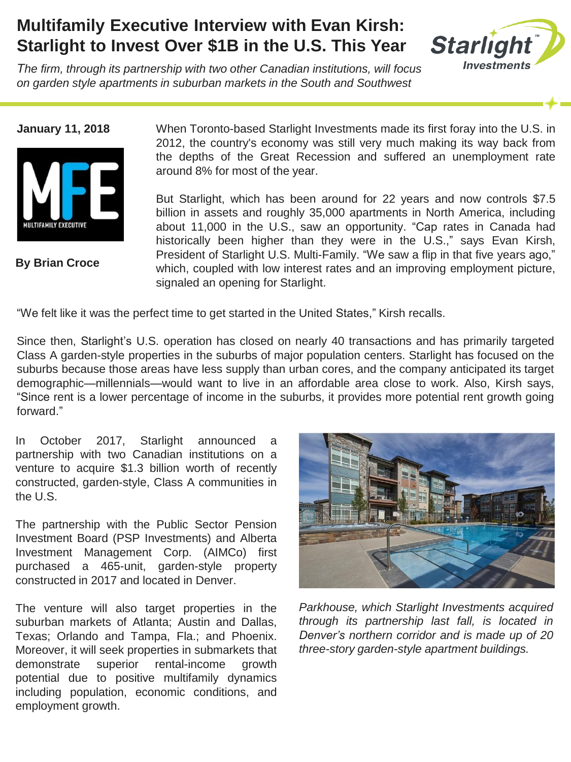# Multifamily Executive Interview with Evan Kirsh: Starlight to Invest Over $1B in the U.S. This Year

*The firm, through its partnership with two other Canadian institutions, will focus on garden style apartments in suburban markets in the South and Southwest*

**January 11, 2018**

**By Brian Croce**

When Toronto-based Starlight Investments made its first foray into the U.S. in 2012, the country's economy was still very much making its way back from the depths of the Great Recession and suffered an unemployment rate around 8% for most of the year.

But Starlight, which has been around for 22 years and now controls $7.5 billion in assets and roughly 35,000 apartments in North America, including about 11,000 in the U.S., saw an opportunity. "Cap rates in Canada had historically been higher than they were in the U.S.," says Evan Kirsh, President of Starlight U.S. Multi-Family. "We saw a flip in that five years ago," which, coupled with low interest rates and an improving employment picture, signaled an opening for Starlight.

"We felt like it was the perfect time to get started in the United States," Kirsh recalls.

Since then, Starlight's U.S. operation has closed on nearly 40 transactions and has primarily targeted Class A garden-style properties in the suburbs of major population centers. Starlight has focused on the suburbs because those areas have less supply than urban cores, and the company anticipated its target demographic—millennials—would want to live in an affordable area close to work. Also, Kirsh says, "Since rent is a lower percentage of income in the suburbs, it provides more potential rent growth going forward."

In October 2017, Starlight announced a partnership with two Canadian institutions on a venture to acquire $1.3 billion worth of recently constructed, garden-style, Class A communities in the U.S.

The partnership with the Public Sector Pension Investment Board (PSP Investments) and Alberta Investment Management Corp. (AIMCo) first purchased a 465-unit, garden-style property constructed in 2017 and located in Denver.

The venture will also target properties in the suburban markets of Atlanta; Austin and Dallas, Texas; Orlando and Tampa, Fla.; and Phoenix. Moreover, it will seek properties in submarkets that demonstrate superior rental-income growth potential due to positive multifamily dynamics including population, economic conditions, and employment growth.

*Parkhouse, which Starlight Investments acquired through its partnership last fall, is located in Denver's northern corridor and is made up of 20 three-story garden-style apartment buildings.*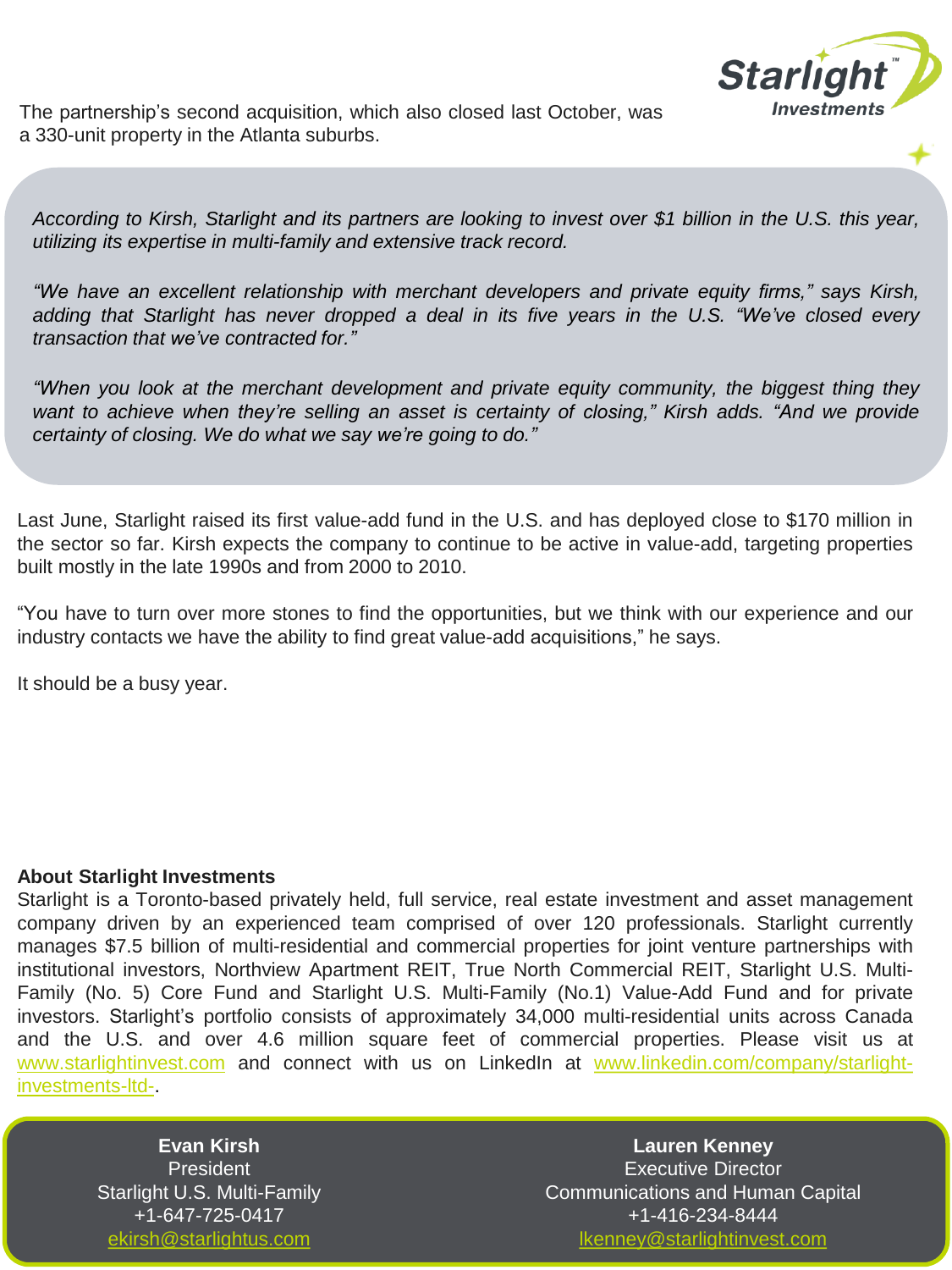The partnership's second acquisition, which also closed last October, was a 330-unit property in the Atlanta suburbs.

*According to Kirsh, Starlight and its partners are looking to invest over $1 billion in the U.S. this year, utilizing its expertise in multi-family and extensive track record.*

*"We have an excellent relationship with merchant developers and private equity firms," says Kirsh, adding that Starlight has never dropped a deal in its five years in the U.S. "We've closed every transaction that we've contracted for."*

*"When you look at the merchant development and private equity community, the biggest thing they want to achieve when they're selling an asset is certainty of closing," Kirsh adds. "And we provide certainty of closing. We do what we say we're going to do."*

Last June, Starlight raised its first value-add fund in the U.S. and has deployed close to $170 million in the sector so far. Kirsh expects the company to continue to be active in value-add, targeting properties built mostly in the late 1990s and from 2000 to 2010.

"You have to turn over more stones to find the opportunities, but we think with our experience and our industry contacts we have the ability to find great value-add acquisitions," he says.

It should be a busy year.

**About Starlight Investments**

Starlight is a Toronto-based privately held, full service, real estate investment and asset management company driven by an experienced team comprised of over 120 professionals. Starlight currently manages $7.5 billion of multi-residential and commercial properties for joint venture partnerships with institutional investors, Northview Apartment REIT, True North Commercial REIT, Starlight U.S. Multi-Family (No. 5) Core Fund and Starlight U.S. Multi-Family (No.1) Value-Add Fund and for private investors. Starlight's portfolio consists of approximately 34,000 multi-residential units across Canada and the U.S. and over 4.6 million square feet of commercial properties. Please visit us at www.starlightinvest.com and connect with us on LinkedIn at www.linkedin.com/company/starlight-investments-ltd-.

**Evan Kirsh**
President
Starlight U.S. Multi-Family
+1-647-725-0417
ekirsh@starlightus.com

**Lauren Kenney**
Executive Director
Communications and Human Capital
+1-416-234-8444
lkenney@starlightinvest.com